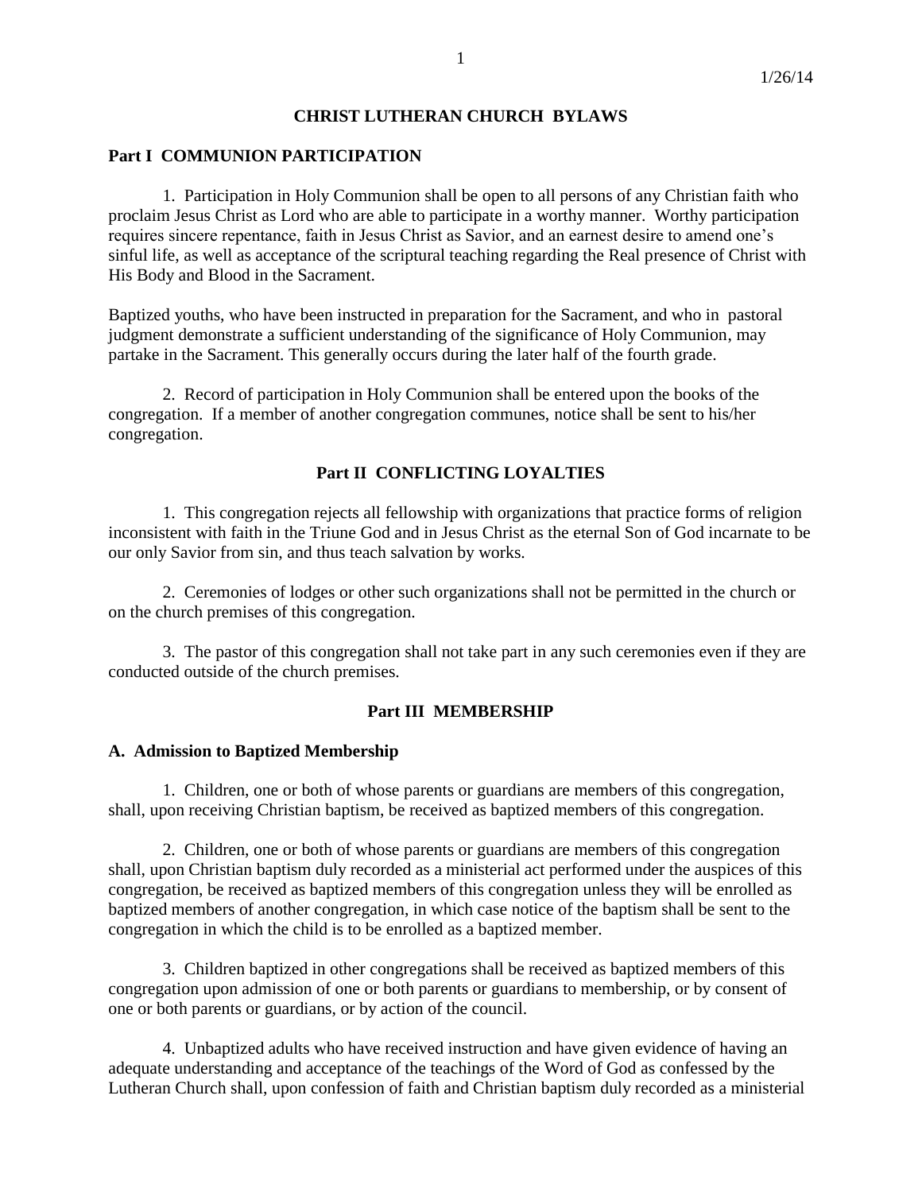# CHRIST LUTHERAN CHURCH BYLAWS

## Part I COMMUNION PARTICIPATION

1. Participation in Holy Communion shall be open to all persons of any Christian faith who proclaim Jesus Christ as Lord who are able to participate in a worthy manner. Worthy participation requires sincere repentance, faith in Jesus Christ as Savior, and an earnest desire to amend one's sinful life, as well as acceptance of the scriptural teaching regarding the Real presence of Christ with His Body and Blood in the Sacrament.

Baptized youths, who have been instructed in preparation for the Sacrament, and who in pastoral judgment demonstrate a sufficient understanding of the significance of Holy Communion, may partake in the Sacrament. This generally occurs during the later half of the fourth grade.

2. Record of participation in Holy Communion shall be entered upon the books of the congregation. If a member of another congregation communes, notice shall be sent to his/her congregation.

## Part II CONFLICTING LOYALTIES

1. This congregation rejects all fellowship with organizations that practice forms of religion inconsistent with faith in the Triune God and in Jesus Christ as the eternal Son of God incarnate to be our only Savior from sin, and thus teach salvation by works.

2. Ceremonies of lodges or other such organizations shall not be permitted in the church or on the church premises of this congregation.

3. The pastor of this congregation shall not take part in any such ceremonies even if they are conducted outside of the church premises.

## Part III MEMBERSHIP

### A. Admission to Baptized Membership

1. Children, one or both of whose parents or guardians are members of this congregation, shall, upon receiving Christian baptism, be received as baptized members of this congregation.

2. Children, one or both of whose parents or guardians are members of this congregation shall, upon Christian baptism duly recorded as a ministerial act performed under the auspices of this congregation, be received as baptized members of this congregation unless they will be enrolled as baptized members of another congregation, in which case notice of the baptism shall be sent to the congregation in which the child is to be enrolled as a baptized member.

3. Children baptized in other congregations shall be received as baptized members of this congregation upon admission of one or both parents or guardians to membership, or by consent of one or both parents or guardians, or by action of the council.

4. Unbaptized adults who have received instruction and have given evidence of having an adequate understanding and acceptance of the teachings of the Word of God as confessed by the Lutheran Church shall, upon confession of faith and Christian baptism duly recorded as a ministerial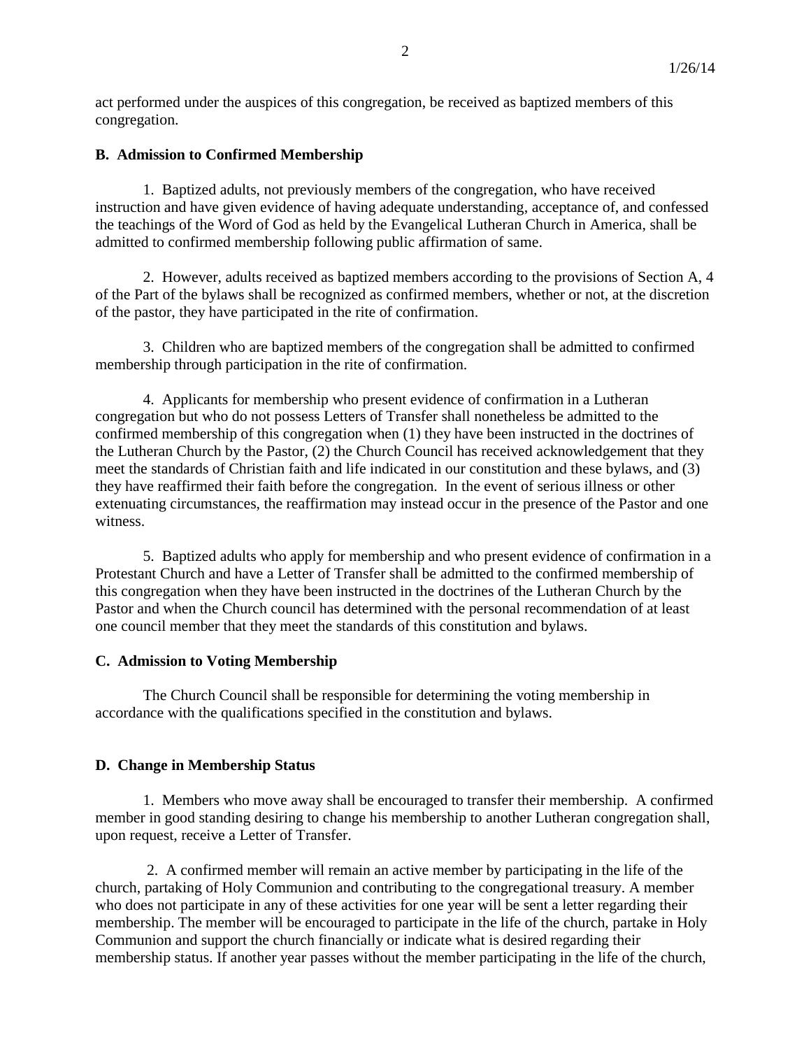act performed under the auspices of this congregation, be received as baptized members of this congregation.

**B. Admission to Confirmed Membership**

1. Baptized adults, not previously members of the congregation, who have received instruction and have given evidence of having adequate understanding, acceptance of, and confessed the teachings of the Word of God as held by the Evangelical Lutheran Church in America, shall be admitted to confirmed membership following public affirmation of same.

2. However, adults received as baptized members according to the provisions of Section A, 4 of the Part of the bylaws shall be recognized as confirmed members, whether or not, at the discretion of the pastor, they have participated in the rite of confirmation.

3. Children who are baptized members of the congregation shall be admitted to confirmed membership through participation in the rite of confirmation.

4. Applicants for membership who present evidence of confirmation in a Lutheran congregation but who do not possess Letters of Transfer shall nonetheless be admitted to the confirmed membership of this congregation when (1) they have been instructed in the doctrines of the Lutheran Church by the Pastor, (2) the Church Council has received acknowledgement that they meet the standards of Christian faith and life indicated in our constitution and these bylaws, and (3) they have reaffirmed their faith before the congregation. In the event of serious illness or other extenuating circumstances, the reaffirmation may instead occur in the presence of the Pastor and one witness.

5. Baptized adults who apply for membership and who present evidence of confirmation in a Protestant Church and have a Letter of Transfer shall be admitted to the confirmed membership of this congregation when they have been instructed in the doctrines of the Lutheran Church by the Pastor and when the Church council has determined with the personal recommendation of at least one council member that they meet the standards of this constitution and bylaws.

**C. Admission to Voting Membership**

The Church Council shall be responsible for determining the voting membership in accordance with the qualifications specified in the constitution and bylaws.

**D. Change in Membership Status**

1. Members who move away shall be encouraged to transfer their membership. A confirmed member in good standing desiring to change his membership to another Lutheran congregation shall, upon request, receive a Letter of Transfer.

2. A confirmed member will remain an active member by participating in the life of the church, partaking of Holy Communion and contributing to the congregational treasury. A member who does not participate in any of these activities for one year will be sent a letter regarding their membership. The member will be encouraged to participate in the life of the church, partake in Holy Communion and support the church financially or indicate what is desired regarding their membership status. If another year passes without the member participating in the life of the church,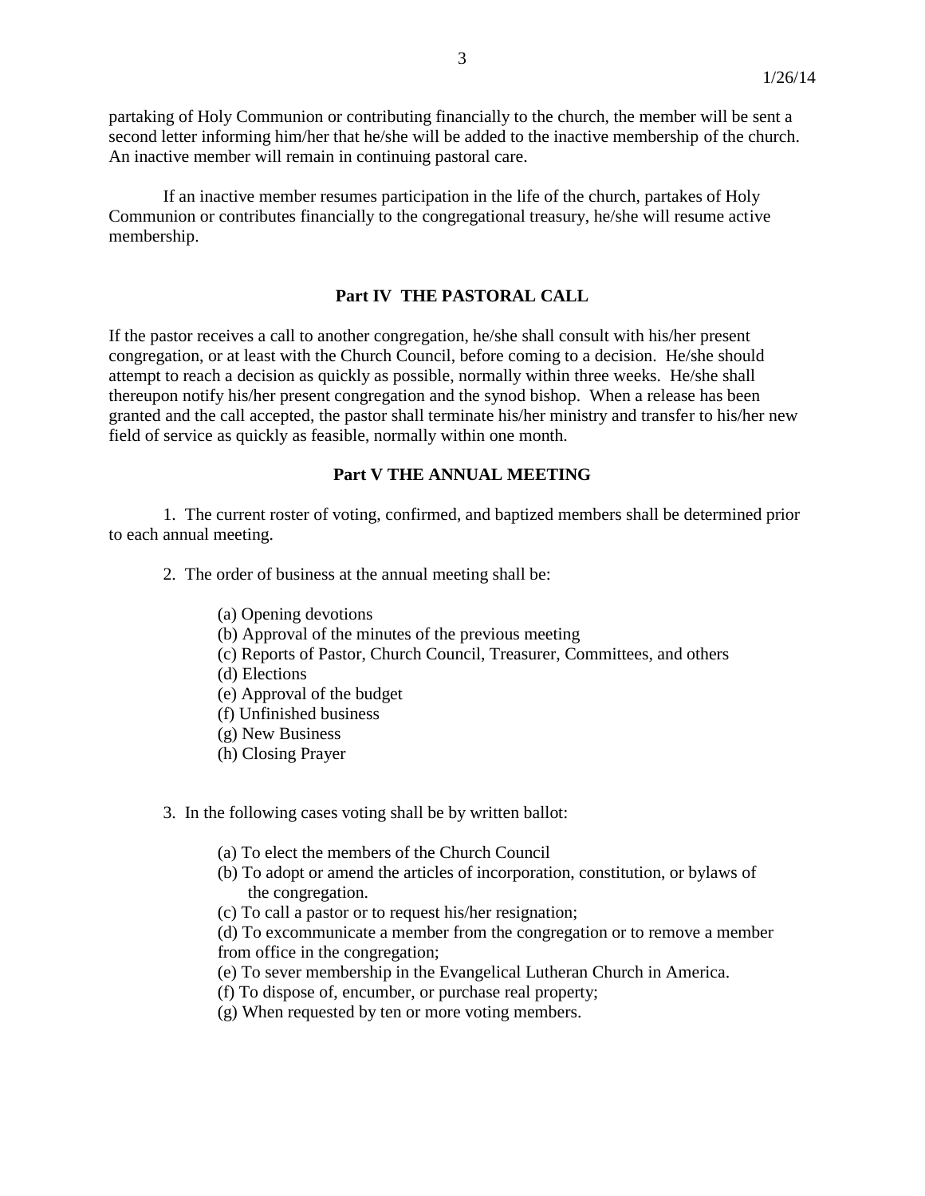partaking of Holy Communion or contributing financially to the church, the member will be sent a second letter informing him/her that he/she will be added to the inactive membership of the church. An inactive member will remain in continuing pastoral care.

If an inactive member resumes participation in the life of the church, partakes of Holy Communion or contributes financially to the congregational treasury, he/she will resume active membership.

## Part IV THE PASTORAL CALL

If the pastor receives a call to another congregation, he/she shall consult with his/her present congregation, or at least with the Church Council, before coming to a decision. He/she should attempt to reach a decision as quickly as possible, normally within three weeks. He/she shall thereupon notify his/her present congregation and the synod bishop. When a release has been granted and the call accepted, the pastor shall terminate his/her ministry and transfer to his/her new field of service as quickly as feasible, normally within one month.

## Part V THE ANNUAL MEETING

1. The current roster of voting, confirmed, and baptized members shall be determined prior to each annual meeting.

2. The order of business at the annual meeting shall be:

(a) Opening devotions
(b) Approval of the minutes of the previous meeting
(c) Reports of Pastor, Church Council, Treasurer, Committees, and others
(d) Elections
(e) Approval of the budget
(f) Unfinished business
(g) New Business
(h) Closing Prayer

3. In the following cases voting shall be by written ballot:

(a) To elect the members of the Church Council
(b) To adopt or amend the articles of incorporation, constitution, or bylaws of the congregation.
(c) To call a pastor or to request his/her resignation;
(d) To excommunicate a member from the congregation or to remove a member from office in the congregation;
(e) To sever membership in the Evangelical Lutheran Church in America.
(f) To dispose of, encumber, or purchase real property;
(g) When requested by ten or more voting members.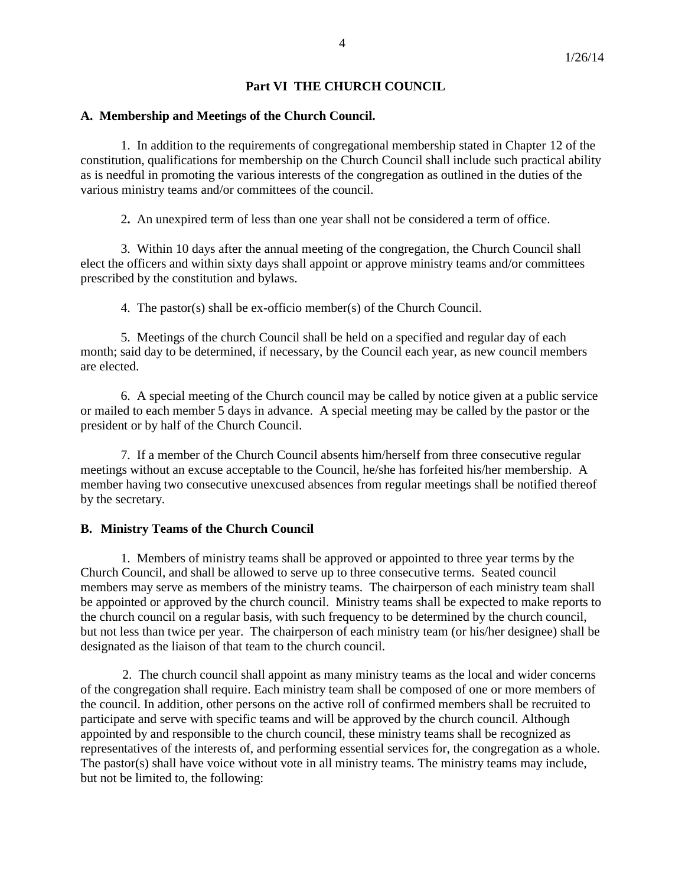## Part VI THE CHURCH COUNCIL

### A. Membership and Meetings of the Church Council.

1. In addition to the requirements of congregational membership stated in Chapter 12 of the constitution, qualifications for membership on the Church Council shall include such practical ability as is needful in promoting the various interests of the congregation as outlined in the duties of the various ministry teams and/or committees of the council.

2. An unexpired term of less than one year shall not be considered a term of office.

3. Within 10 days after the annual meeting of the congregation, the Church Council shall elect the officers and within sixty days shall appoint or approve ministry teams and/or committees prescribed by the constitution and bylaws.

4. The pastor(s) shall be ex-officio member(s) of the Church Council.

5. Meetings of the church Council shall be held on a specified and regular day of each month; said day to be determined, if necessary, by the Council each year, as new council members are elected.

6. A special meeting of the Church council may be called by notice given at a public service or mailed to each member 5 days in advance. A special meeting may be called by the pastor or the president or by half of the Church Council.

7. If a member of the Church Council absents him/herself from three consecutive regular meetings without an excuse acceptable to the Council, he/she has forfeited his/her membership. A member having two consecutive unexcused absences from regular meetings shall be notified thereof by the secretary.

### B. Ministry Teams of the Church Council

1. Members of ministry teams shall be approved or appointed to three year terms by the Church Council, and shall be allowed to serve up to three consecutive terms. Seated council members may serve as members of the ministry teams. The chairperson of each ministry team shall be appointed or approved by the church council. Ministry teams shall be expected to make reports to the church council on a regular basis, with such frequency to be determined by the church council, but not less than twice per year. The chairperson of each ministry team (or his/her designee) shall be designated as the liaison of that team to the church council.

2. The church council shall appoint as many ministry teams as the local and wider concerns of the congregation shall require. Each ministry team shall be composed of one or more members of the council. In addition, other persons on the active roll of confirmed members shall be recruited to participate and serve with specific teams and will be approved by the church council. Although appointed by and responsible to the church council, these ministry teams shall be recognized as representatives of the interests of, and performing essential services for, the congregation as a whole. The pastor(s) shall have voice without vote in all ministry teams. The ministry teams may include, but not be limited to, the following: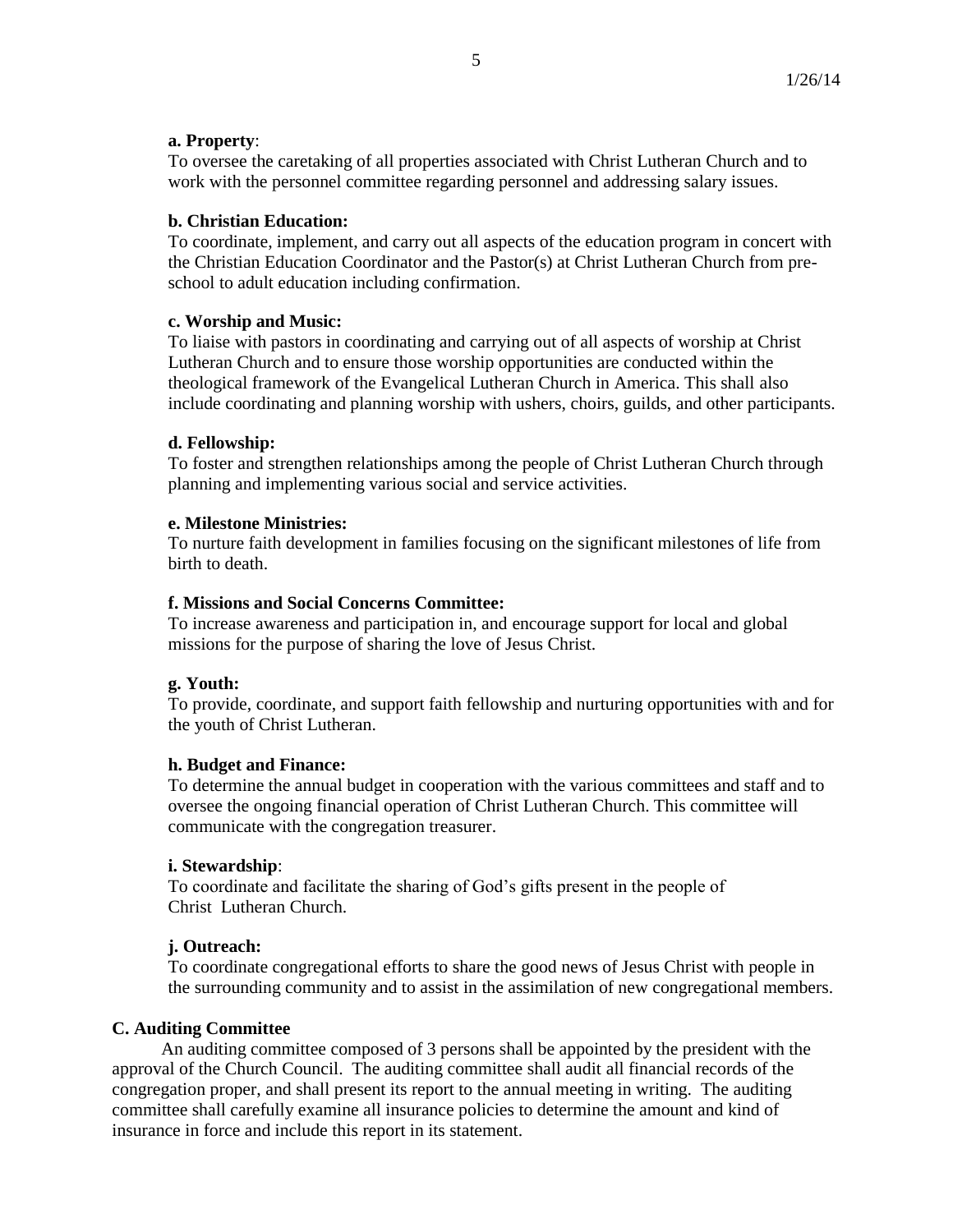**a. Property**:
To oversee the caretaking of all properties associated with Christ Lutheran Church and to work with the personnel committee regarding personnel and addressing salary issues.

**b. Christian Education:**
To coordinate, implement, and carry out all aspects of the education program in concert with the Christian Education Coordinator and the Pastor(s) at Christ Lutheran Church from pre-school to adult education including confirmation.

**c. Worship and Music:**
To liaise with pastors in coordinating and carrying out of all aspects of worship at Christ Lutheran Church and to ensure those worship opportunities are conducted within the theological framework of the Evangelical Lutheran Church in America. This shall also include coordinating and planning worship with ushers, choirs, guilds, and other participants.

**d. Fellowship:**
To foster and strengthen relationships among the people of Christ Lutheran Church through planning and implementing various social and service activities.

**e. Milestone Ministries:**
To nurture faith development in families focusing on the significant milestones of life from birth to death.

**f. Missions and Social Concerns Committee:**
To increase awareness and participation in, and encourage support for local and global missions for the purpose of sharing the love of Jesus Christ.

**g. Youth:**
To provide, coordinate, and support faith fellowship and nurturing opportunities with and for the youth of Christ Lutheran.

**h. Budget and Finance:**
To determine the annual budget in cooperation with the various committees and staff and to oversee the ongoing financial operation of Christ Lutheran Church. This committee will communicate with the congregation treasurer.

**i. Stewardship**:
To coordinate and facilitate the sharing of God's gifts present in the people of Christ Lutheran Church.

**j. Outreach:**
To coordinate congregational efforts to share the good news of Jesus Christ with people in the surrounding community and to assist in the assimilation of new congregational members.

**C. Auditing Committee**

An auditing committee composed of 3 persons shall be appointed by the president with the approval of the Church Council. The auditing committee shall audit all financial records of the congregation proper, and shall present its report to the annual meeting in writing. The auditing committee shall carefully examine all insurance policies to determine the amount and kind of insurance in force and include this report in its statement.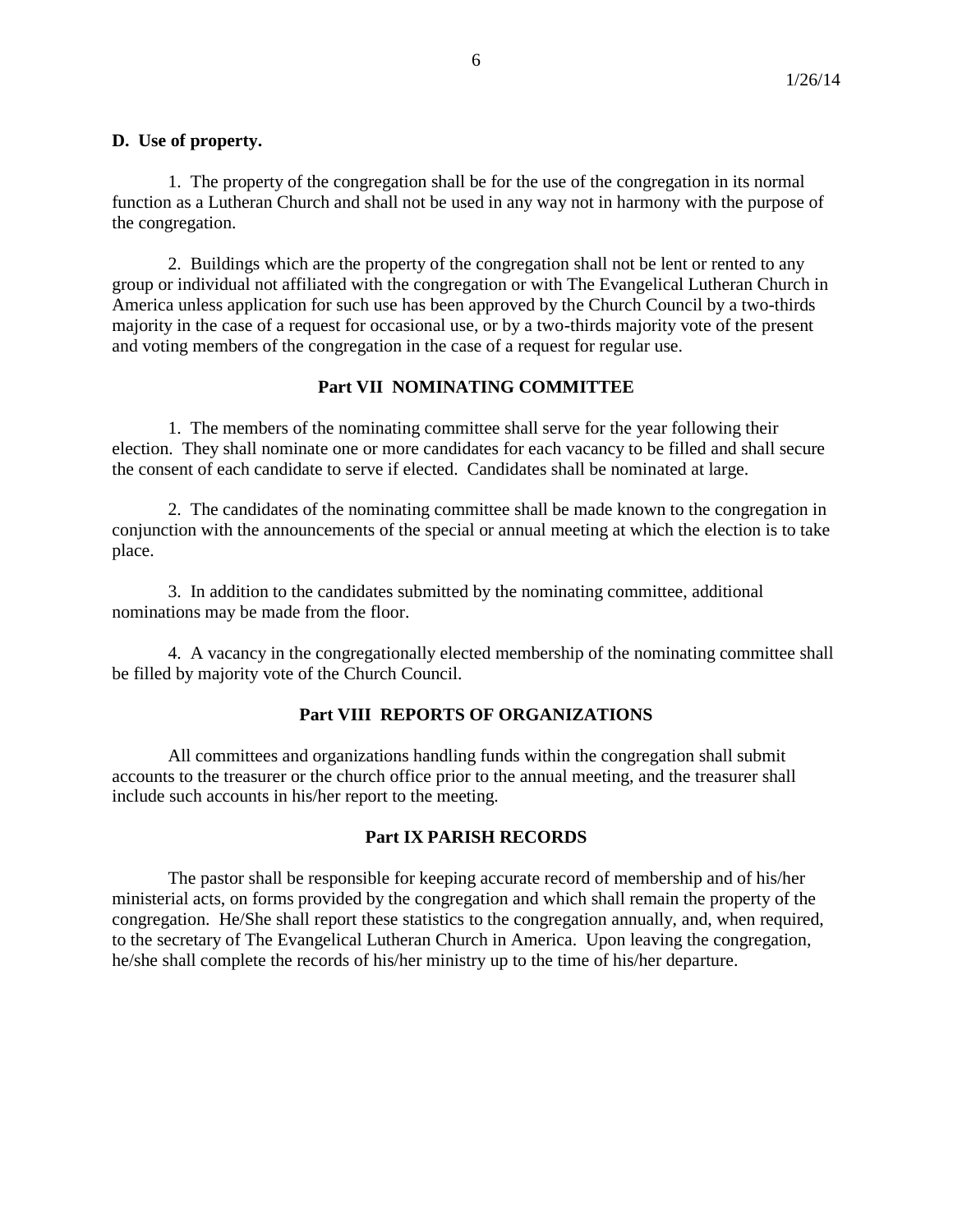**D. Use of property.**

1. The property of the congregation shall be for the use of the congregation in its normal function as a Lutheran Church and shall not be used in any way not in harmony with the purpose of the congregation.

2. Buildings which are the property of the congregation shall not be lent or rented to any group or individual not affiliated with the congregation or with The Evangelical Lutheran Church in America unless application for such use has been approved by the Church Council by a two-thirds majority in the case of a request for occasional use, or by a two-thirds majority vote of the present and voting members of the congregation in the case of a request for regular use.

## Part VII NOMINATING COMMITTEE

1. The members of the nominating committee shall serve for the year following their election. They shall nominate one or more candidates for each vacancy to be filled and shall secure the consent of each candidate to serve if elected. Candidates shall be nominated at large.

2. The candidates of the nominating committee shall be made known to the congregation in conjunction with the announcements of the special or annual meeting at which the election is to take place.

3. In addition to the candidates submitted by the nominating committee, additional nominations may be made from the floor.

4. A vacancy in the congregationally elected membership of the nominating committee shall be filled by majority vote of the Church Council.

## Part VIII REPORTS OF ORGANIZATIONS

All committees and organizations handling funds within the congregation shall submit accounts to the treasurer or the church office prior to the annual meeting, and the treasurer shall include such accounts in his/her report to the meeting.

## Part IX PARISH RECORDS

The pastor shall be responsible for keeping accurate record of membership and of his/her ministerial acts, on forms provided by the congregation and which shall remain the property of the congregation. He/She shall report these statistics to the congregation annually, and, when required, to the secretary of The Evangelical Lutheran Church in America. Upon leaving the congregation, he/she shall complete the records of his/her ministry up to the time of his/her departure.